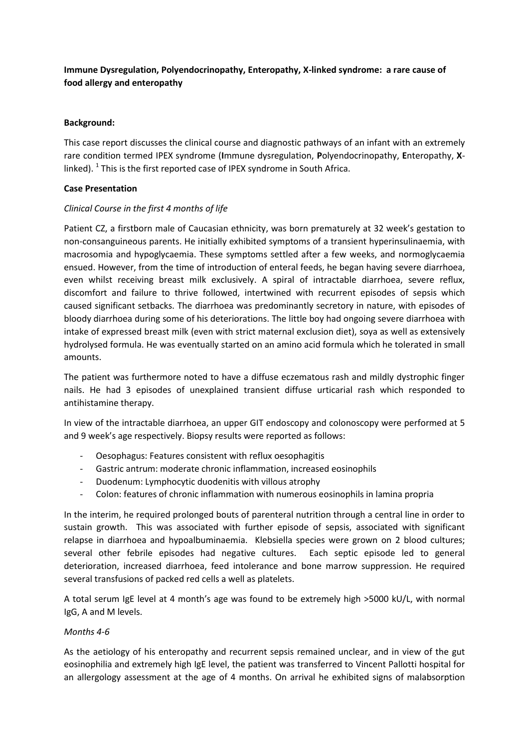**Immune Dysregulation, Polyendocrinopathy, Enteropathy, X-linked syndrome: a rare cause of food allergy and enteropathy**

**Background:**

This case report discusses the clinical course and diagnostic pathways of an infant with an extremely rare condition termed IPEX syndrome (**I**mmune dysregulation, **P**olyendocrinopathy, **E**nteropathy, **X**-linked). [1] This is the first reported case of IPEX syndrome in South Africa.

**Case Presentation**

*Clinical Course in the first 4 months of life*

Patient CZ, a firstborn male of Caucasian ethnicity, was born prematurely at 32 week's gestation to non-consanguineous parents. He initially exhibited symptoms of a transient hyperinsulinaemia, with macrosomia and hypoglycaemia. These symptoms settled after a few weeks, and normoglycaemia ensued. However, from the time of introduction of enteral feeds, he began having severe diarrhoea, even whilst receiving breast milk exclusively. A spiral of intractable diarrhoea, severe reflux, discomfort and failure to thrive followed, intertwined with recurrent episodes of sepsis which caused significant setbacks. The diarrhoea was predominantly secretory in nature, with episodes of bloody diarrhoea during some of his deteriorations. The little boy had ongoing severe diarrhoea with intake of expressed breast milk (even with strict maternal exclusion diet), soya as well as extensively hydrolysed formula. He was eventually started on an amino acid formula which he tolerated in small amounts.

The patient was furthermore noted to have a diffuse eczematous rash and mildly dystrophic finger nails. He had 3 episodes of unexplained transient diffuse urticarial rash which responded to antihistamine therapy.

In view of the intractable diarrhoea, an upper GIT endoscopy and colonoscopy were performed at 5 and 9 week's age respectively. Biopsy results were reported as follows:

- Oesophagus: Features consistent with reflux oesophagitis
- Gastric antrum: moderate chronic inflammation, increased eosinophils
- Duodenum: Lymphocytic duodenitis with villous atrophy
- Colon: features of chronic inflammation with numerous eosinophils in lamina propria

In the interim, he required prolonged bouts of parenteral nutrition through a central line in order to sustain growth. This was associated with further episode of sepsis, associated with significant relapse in diarrhoea and hypoalbuminaemia. Klebsiella species were grown on 2 blood cultures; several other febrile episodes had negative cultures. Each septic episode led to general deterioration, increased diarrhoea, feed intolerance and bone marrow suppression. He required several transfusions of packed red cells a well as platelets.

A total serum IgE level at 4 month's age was found to be extremely high >5000 kU/L, with normal IgG, A and M levels.

*Months 4-6*

As the aetiology of his enteropathy and recurrent sepsis remained unclear, and in view of the gut eosinophilia and extremely high IgE level, the patient was transferred to Vincent Pallotti hospital for an allergology assessment at the age of 4 months. On arrival he exhibited signs of malabsorption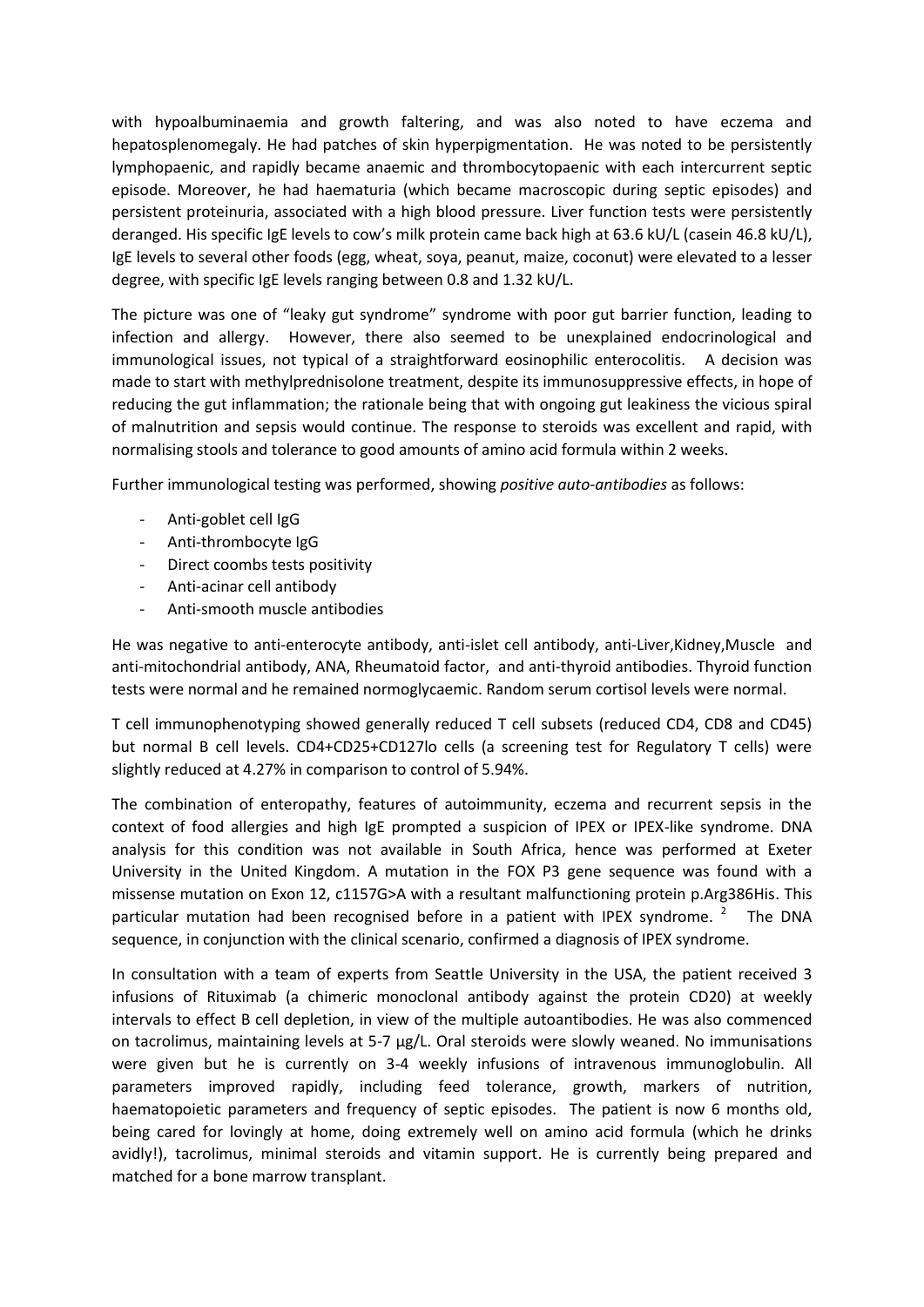with hypoalbuminaemia and growth faltering, and was also noted to have eczema and hepatosplenomegaly. He had patches of skin hyperpigmentation. He was noted to be persistently lymphopaenic, and rapidly became anaemic and thrombocytopaenic with each intercurrent septic episode. Moreover, he had haematuria (which became macroscopic during septic episodes) and persistent proteinuria, associated with a high blood pressure. Liver function tests were persistently deranged. His specific IgE levels to cow's milk protein came back high at 63.6 kU/L (casein 46.8 kU/L), IgE levels to several other foods (egg, wheat, soya, peanut, maize, coconut) were elevated to a lesser degree, with specific IgE levels ranging between 0.8 and 1.32 kU/L.

The picture was one of "leaky gut syndrome" syndrome with poor gut barrier function, leading to infection and allergy. However, there also seemed to be unexplained endocrinological and immunological issues, not typical of a straightforward eosinophilic enterocolitis. A decision was made to start with methylprednisolone treatment, despite its immunosuppressive effects, in hope of reducing the gut inflammation; the rationale being that with ongoing gut leakiness the vicious spiral of malnutrition and sepsis would continue. The response to steroids was excellent and rapid, with normalising stools and tolerance to good amounts of amino acid formula within 2 weeks.

Further immunological testing was performed, showing *positive auto-antibodies* as follows:

- Anti-goblet cell IgG
- Anti-thrombocyte IgG
- Direct coombs tests positivity
- Anti-acinar cell antibody
- Anti-smooth muscle antibodies

He was negative to anti-enterocyte antibody, anti-islet cell antibody, anti-Liver,Kidney,Muscle and anti-mitochondrial antibody, ANA, Rheumatoid factor, and anti-thyroid antibodies. Thyroid function tests were normal and he remained normoglycaemic. Random serum cortisol levels were normal.

T cell immunophenotyping showed generally reduced T cell subsets (reduced CD4, CD8 and CD45) but normal B cell levels. CD4+CD25+CD127lo cells (a screening test for Regulatory T cells) were slightly reduced at 4.27% in comparison to control of 5.94%.

The combination of enteropathy, features of autoimmunity, eczema and recurrent sepsis in the context of food allergies and high IgE prompted a suspicion of IPEX or IPEX-like syndrome. DNA analysis for this condition was not available in South Africa, hence was performed at Exeter University in the United Kingdom. A mutation in the FOX P3 gene sequence was found with a missense mutation on Exon 12, c1157G>A with a resultant malfunctioning protein p.Arg386His. This particular mutation had been recognised before in a patient with IPEX syndrome. [2] The DNA sequence, in conjunction with the clinical scenario, confirmed a diagnosis of IPEX syndrome.

In consultation with a team of experts from Seattle University in the USA, the patient received 3 infusions of Rituximab (a chimeric monoclonal antibody against the protein CD20) at weekly intervals to effect B cell depletion, in view of the multiple autoantibodies. He was also commenced on tacrolimus, maintaining levels at 5-7 µg/L. Oral steroids were slowly weaned. No immunisations were given but he is currently on 3-4 weekly infusions of intravenous immunoglobulin. All parameters improved rapidly, including feed tolerance, growth, markers of nutrition, haematopoietic parameters and frequency of septic episodes. The patient is now 6 months old, being cared for lovingly at home, doing extremely well on amino acid formula (which he drinks avidly!), tacrolimus, minimal steroids and vitamin support. He is currently being prepared and matched for a bone marrow transplant.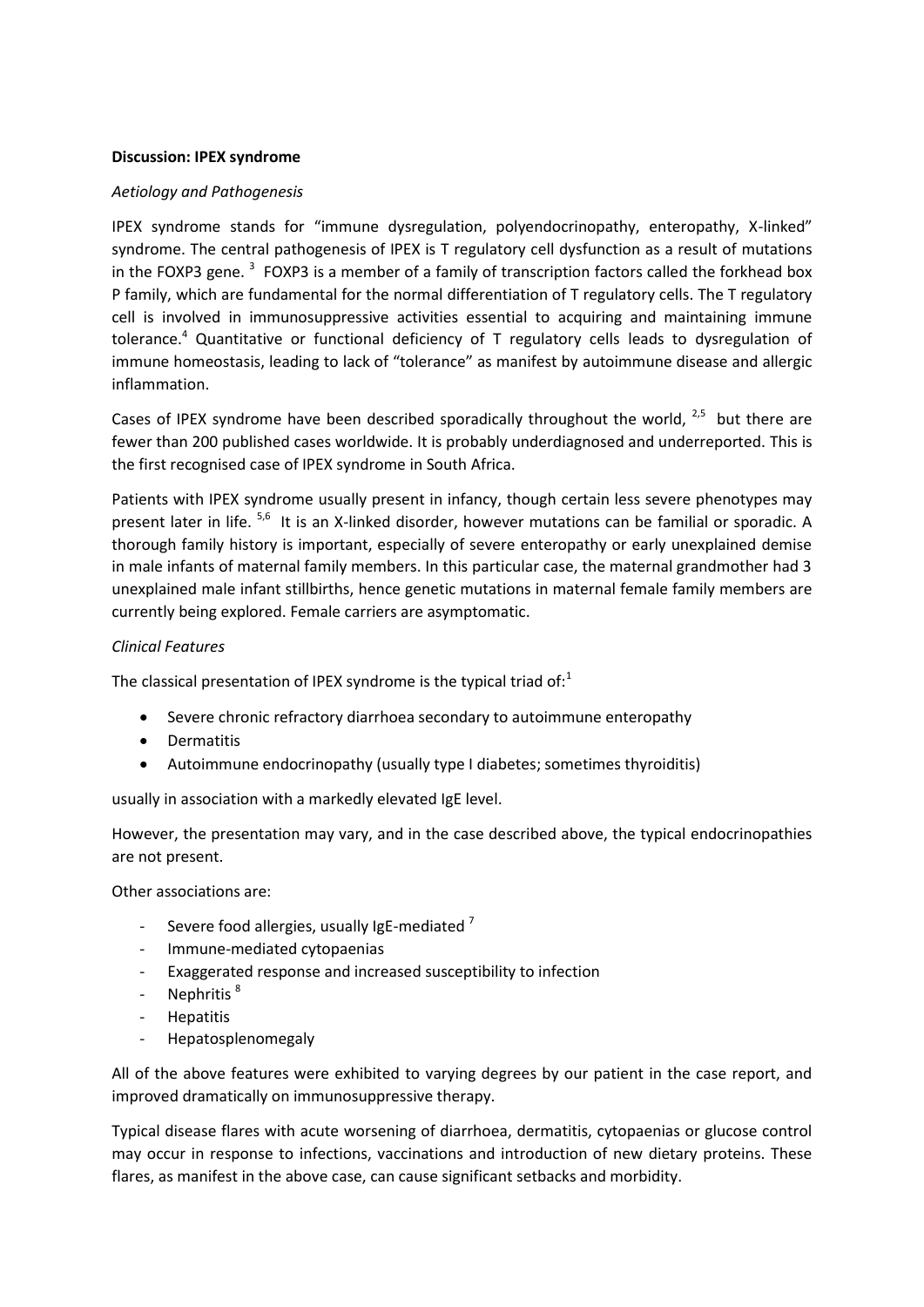**Discussion: IPEX syndrome**

*Aetiology and Pathogenesis*

IPEX syndrome stands for "immune dysregulation, polyendocrinopathy, enteropathy, X-linked" syndrome. The central pathogenesis of IPEX is T regulatory cell dysfunction as a result of mutations in the FOXP3 gene. [3] FOXP3 is a member of a family of transcription factors called the forkhead box P family, which are fundamental for the normal differentiation of T regulatory cells. The T regulatory cell is involved in immunosuppressive activities essential to acquiring and maintaining immune tolerance.[4] Quantitative or functional deficiency of T regulatory cells leads to dysregulation of immune homeostasis, leading to lack of "tolerance" as manifest by autoimmune disease and allergic inflammation.

Cases of IPEX syndrome have been described sporadically throughout the world, [2,5] but there are fewer than 200 published cases worldwide. It is probably underdiagnosed and underreported. This is the first recognised case of IPEX syndrome in South Africa.

Patients with IPEX syndrome usually present in infancy, though certain less severe phenotypes may present later in life. [5,6] It is an X-linked disorder, however mutations can be familial or sporadic. A thorough family history is important, especially of severe enteropathy or early unexplained demise in male infants of maternal family members. In this particular case, the maternal grandmother had 3 unexplained male infant stillbirths, hence genetic mutations in maternal female family members are currently being explored. Female carriers are asymptomatic.

*Clinical Features*

The classical presentation of IPEX syndrome is the typical triad of:[1]

- Severe chronic refractory diarrhoea secondary to autoimmune enteropathy
- Dermatitis
- Autoimmune endocrinopathy (usually type I diabetes; sometimes thyroiditis)

usually in association with a markedly elevated IgE level.

However, the presentation may vary, and in the case described above, the typical endocrinopathies are not present.

Other associations are:

- Severe food allergies, usually IgE-mediated [7]
- Immune-mediated cytopaenias
- Exaggerated response and increased susceptibility to infection
- Nephritis [8]
- Hepatitis
- Hepatosplenomegaly

All of the above features were exhibited to varying degrees by our patient in the case report, and improved dramatically on immunosuppressive therapy.

Typical disease flares with acute worsening of diarrhoea, dermatitis, cytopaenias or glucose control may occur in response to infections, vaccinations and introduction of new dietary proteins. These flares, as manifest in the above case, can cause significant setbacks and morbidity.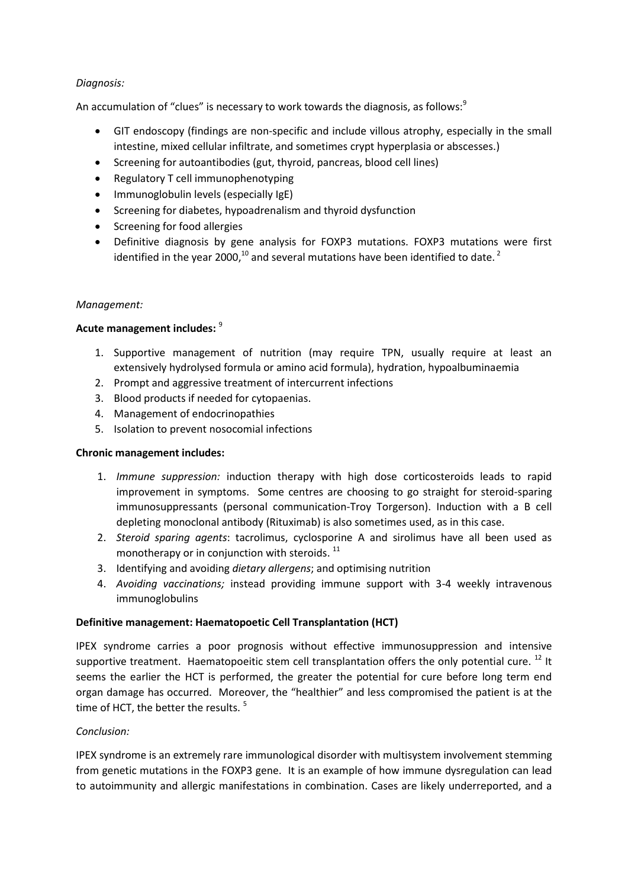*Diagnosis:*

An accumulation of "clues" is necessary to work towards the diagnosis, as follows:[9]

- GIT endoscopy (findings are non-specific and include villous atrophy, especially in the small intestine, mixed cellular infiltrate, and sometimes crypt hyperplasia or abscesses.)
- Screening for autoantibodies (gut, thyroid, pancreas, blood cell lines)
- Regulatory T cell immunophenotyping
- Immunoglobulin levels (especially IgE)
- Screening for diabetes, hypoadrenalism and thyroid dysfunction
- Screening for food allergies
- Definitive diagnosis by gene analysis for FOXP3 mutations. FOXP3 mutations were first identified in the year 2000,[10] and several mutations have been identified to date. [2]

*Management:*

**Acute management includes:** [9]

1. Supportive management of nutrition (may require TPN, usually require at least an extensively hydrolysed formula or amino acid formula), hydration, hypoalbuminaemia
2. Prompt and aggressive treatment of intercurrent infections
3. Blood products if needed for cytopaenias.
4. Management of endocrinopathies
5. Isolation to prevent nosocomial infections

**Chronic management includes:**

1. *Immune suppression:* induction therapy with high dose corticosteroids leads to rapid improvement in symptoms. Some centres are choosing to go straight for steroid-sparing immunosuppressants (personal communication-Troy Torgerson). Induction with a B cell depleting monoclonal antibody (Rituximab) is also sometimes used, as in this case.
2. *Steroid sparing agents*: tacrolimus, cyclosporine A and sirolimus have all been used as monotherapy or in conjunction with steroids. [11]
3. Identifying and avoiding *dietary allergens*; and optimising nutrition
4. *Avoiding vaccinations;* instead providing immune support with 3-4 weekly intravenous immunoglobulins

**Definitive management: Haematopoetic Cell Transplantation (HCT)**

IPEX syndrome carries a poor prognosis without effective immunosuppression and intensive supportive treatment. Haematopoeitic stem cell transplantation offers the only potential cure. [12] It seems the earlier the HCT is performed, the greater the potential for cure before long term end organ damage has occurred. Moreover, the "healthier" and less compromised the patient is at the time of HCT, the better the results. [5]

*Conclusion:*

IPEX syndrome is an extremely rare immunological disorder with multisystem involvement stemming from genetic mutations in the FOXP3 gene. It is an example of how immune dysregulation can lead to autoimmunity and allergic manifestations in combination. Cases are likely underreported, and a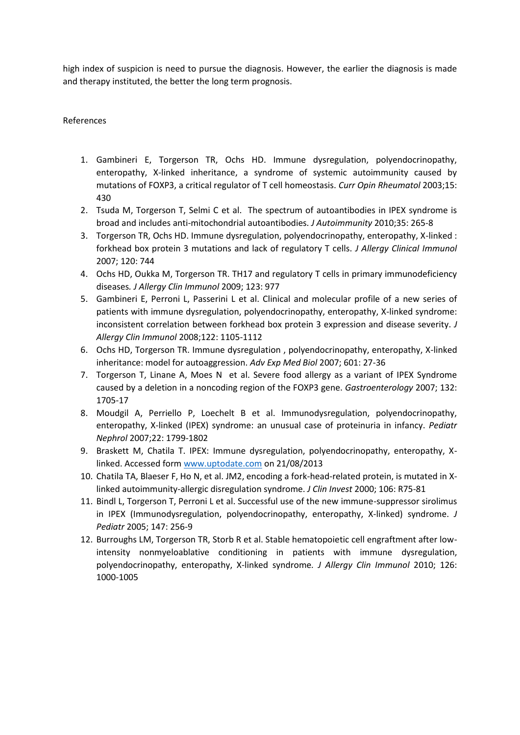high index of suspicion is need to pursue the diagnosis. However, the earlier the diagnosis is made and therapy instituted, the better the long term prognosis.

References

1. Gambineri E, Torgerson TR, Ochs HD. Immune dysregulation, polyendocrinopathy, enteropathy, X-linked inheritance, a syndrome of systemic autoimmunity caused by mutations of FOXP3, a critical regulator of T cell homeostasis. *Curr Opin Rheumatol* 2003;15: 430
2. Tsuda M, Torgerson T, Selmi C et al. The spectrum of autoantibodies in IPEX syndrome is broad and includes anti-mitochondrial autoantibodies. *J Autoimmunity* 2010;35: 265-8
3. Torgerson TR, Ochs HD. Immune dysregulation, polyendocrinopathy, enteropathy, X-linked : forkhead box protein 3 mutations and lack of regulatory T cells. *J Allergy Clinical Immunol* 2007; 120: 744
4. Ochs HD, Oukka M, Torgerson TR. TH17 and regulatory T cells in primary immunodeficiency diseases. *J Allergy Clin Immunol* 2009; 123: 977
5. Gambineri E, Perroni L, Passerini L et al. Clinical and molecular profile of a new series of patients with immune dysregulation, polyendocrinopathy, enteropathy, X-linked syndrome: inconsistent correlation between forkhead box protein 3 expression and disease severity. *J Allergy Clin Immunol* 2008;122: 1105-1112
6. Ochs HD, Torgerson TR. Immune dysregulation , polyendocrinopathy, enteropathy, X-linked inheritance: model for autoaggression. *Adv Exp Med Biol* 2007; 601: 27-36
7. Torgerson T, Linane A, Moes N et al. Severe food allergy as a variant of IPEX Syndrome caused by a deletion in a noncoding region of the FOXP3 gene. *Gastroenterology* 2007; 132: 1705-17
8. Moudgil A, Perriello P, Loechelt B et al. Immunodysregulation, polyendocrinopathy, enteropathy, X-linked (IPEX) syndrome: an unusual case of proteinuria in infancy. *Pediatr Nephrol* 2007;22: 1799-1802
9. Braskett M, Chatila T. IPEX: Immune dysregulation, polyendocrinopathy, enteropathy, X-linked. Accessed form [www.uptodate.com](www.uptodate.com) on 21/08/2013
10. Chatila TA, Blaeser F, Ho N, et al. JM2, encoding a fork-head-related protein, is mutated in X-linked autoimmunity-allergic disregulation syndrome. *J Clin Invest* 2000; 106: R75-81
11. Bindl L, Torgerson T, Perroni L et al. Successful use of the new immune-suppressor sirolimus in IPEX (Immunodysregulation, polyendocrinopathy, enteropathy, X-linked) syndrome. *J Pediatr* 2005; 147: 256-9
12. Burroughs LM, Torgerson TR, Storb R et al. Stable hematopoietic cell engraftment after low-intensity nonmyeloablative conditioning in patients with immune dysregulation, polyendocrinopathy, enteropathy, X-linked syndrome. *J Allergy Clin Immunol* 2010; 126: 1000-1005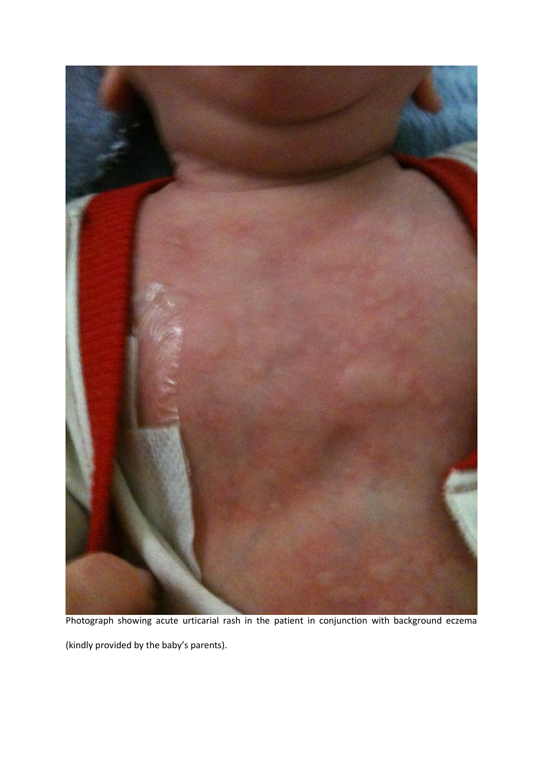Photograph showing acute urticarial rash in the patient in conjunction with background eczema (kindly provided by the baby's parents).